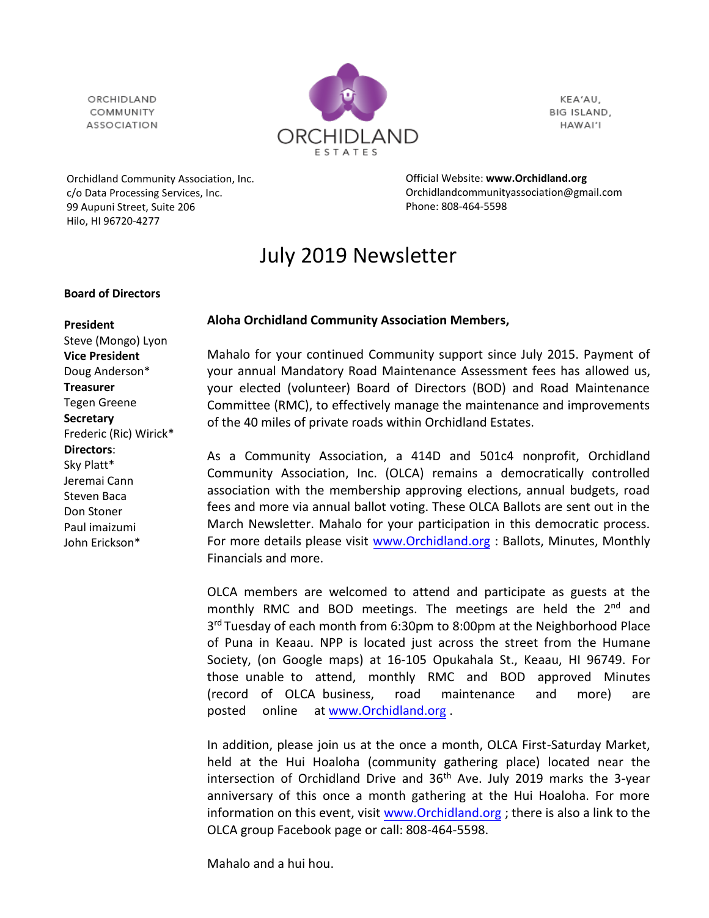ORCHIDLAND COMMUNITY ASSOCIATION

ORCHIDLAND ESTATES

KEA'AU, BIG ISLAND, HAWAI'I

Orchidland Community Association, Inc.
c/o Data Processing Services, Inc.
99 Aupuni Street, Suite 206
Hilo, HI 96720-4277

Official Website: **www.Orchidland.org**
Orchidlandcommunityassociation@gmail.com
Phone: 808-464-5598

# July 2019 Newsletter

**Board of Directors**

**President**
Steve (Mongo) Lyon
**Vice President**
Doug Anderson*
**Treasurer**
Tegen Greene
**Secretary**
Frederic (Ric) Wirick*
**Directors**:
Sky Platt*
Jeremai Cann
Steven Baca
Don Stoner
Paul imaizumi
John Erickson*

**Aloha Orchidland Community Association Members,**

Mahalo for your continued Community support since July 2015. Payment of your annual Mandatory Road Maintenance Assessment fees has allowed us, your elected (volunteer) Board of Directors (BOD) and Road Maintenance Committee (RMC), to effectively manage the maintenance and improvements of the 40 miles of private roads within Orchidland Estates.

As a Community Association, a 414D and 501c4 nonprofit, Orchidland Community Association, Inc. (OLCA) remains a democratically controlled association with the membership approving elections, annual budgets, road fees and more via annual ballot voting. These OLCA Ballots are sent out in the March Newsletter. Mahalo for your participation in this democratic process. For more details please visit www.Orchidland.org : Ballots, Minutes, Monthly Financials and more.

OLCA members are welcomed to attend and participate as guests at the monthly RMC and BOD meetings. The meetings are held the 2nd and 3rd Tuesday of each month from 6:30pm to 8:00pm at the Neighborhood Place of Puna in Keaau. NPP is located just across the street from the Humane Society, (on Google maps) at 16-105 Opukahala St., Keaau, HI 96749. For those unable to attend, monthly RMC and BOD approved Minutes (record of OLCA business, road maintenance and more) are posted online at www.Orchidland.org .

In addition, please join us at the once a month, OLCA First-Saturday Market, held at the Hui Hoaloha (community gathering place) located near the intersection of Orchidland Drive and 36th Ave. July 2019 marks the 3-year anniversary of this once a month gathering at the Hui Hoaloha. For more information on this event, visit www.Orchidland.org ; there is also a link to the OLCA group Facebook page or call: 808-464-5598.

Mahalo and a hui hou.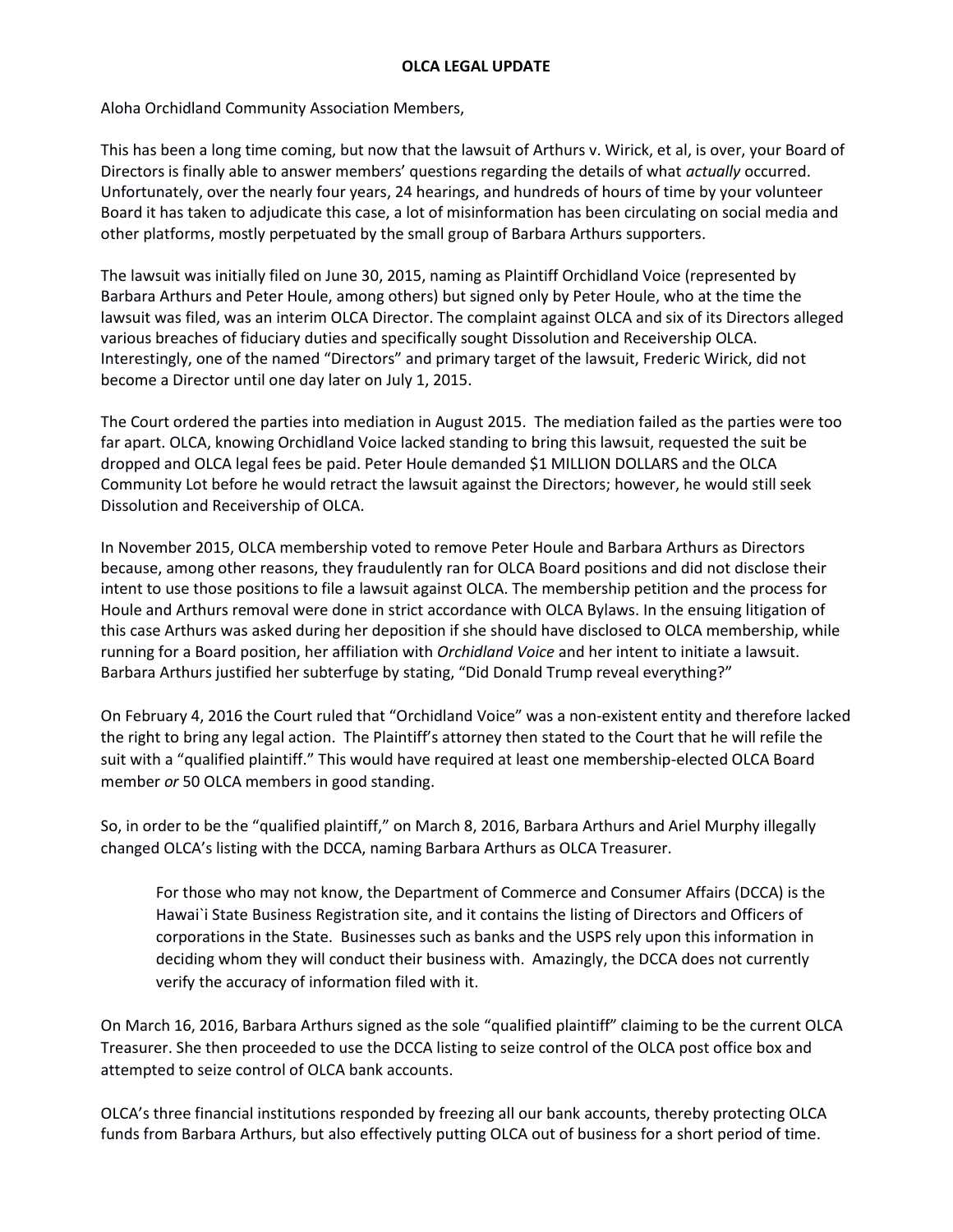**OLCA LEGAL UPDATE**

Aloha Orchidland Community Association Members,

This has been a long time coming, but now that the lawsuit of Arthurs v. Wirick, et al, is over, your Board of Directors is finally able to answer members' questions regarding the details of what *actually* occurred. Unfortunately, over the nearly four years, 24 hearings, and hundreds of hours of time by your volunteer Board it has taken to adjudicate this case, a lot of misinformation has been circulating on social media and other platforms, mostly perpetuated by the small group of Barbara Arthurs supporters.

The lawsuit was initially filed on June 30, 2015, naming as Plaintiff Orchidland Voice (represented by Barbara Arthurs and Peter Houle, among others) but signed only by Peter Houle, who at the time the lawsuit was filed, was an interim OLCA Director. The complaint against OLCA and six of its Directors alleged various breaches of fiduciary duties and specifically sought Dissolution and Receivership OLCA. Interestingly, one of the named "Directors" and primary target of the lawsuit, Frederic Wirick, did not become a Director until one day later on July 1, 2015.

The Court ordered the parties into mediation in August 2015. The mediation failed as the parties were too far apart. OLCA, knowing Orchidland Voice lacked standing to bring this lawsuit, requested the suit be dropped and OLCA legal fees be paid. Peter Houle demanded $1 MILLION DOLLARS and the OLCA Community Lot before he would retract the lawsuit against the Directors; however, he would still seek Dissolution and Receivership of OLCA.

In November 2015, OLCA membership voted to remove Peter Houle and Barbara Arthurs as Directors because, among other reasons, they fraudulently ran for OLCA Board positions and did not disclose their intent to use those positions to file a lawsuit against OLCA. The membership petition and the process for Houle and Arthurs removal were done in strict accordance with OLCA Bylaws. In the ensuing litigation of this case Arthurs was asked during her deposition if she should have disclosed to OLCA membership, while running for a Board position, her affiliation with *Orchidland Voice* and her intent to initiate a lawsuit. Barbara Arthurs justified her subterfuge by stating, "Did Donald Trump reveal everything?"

On February 4, 2016 the Court ruled that "Orchidland Voice" was a non-existent entity and therefore lacked the right to bring any legal action. The Plaintiff's attorney then stated to the Court that he will refile the suit with a "qualified plaintiff." This would have required at least one membership-elected OLCA Board member *or* 50 OLCA members in good standing.

So, in order to be the "qualified plaintiff," on March 8, 2016, Barbara Arthurs and Ariel Murphy illegally changed OLCA's listing with the DCCA, naming Barbara Arthurs as OLCA Treasurer.

> For those who may not know, the Department of Commerce and Consumer Affairs (DCCA) is the Hawai`i State Business Registration site, and it contains the listing of Directors and Officers of corporations in the State. Businesses such as banks and the USPS rely upon this information in deciding whom they will conduct their business with. Amazingly, the DCCA does not currently verify the accuracy of information filed with it.

On March 16, 2016, Barbara Arthurs signed as the sole "qualified plaintiff" claiming to be the current OLCA Treasurer. She then proceeded to use the DCCA listing to seize control of the OLCA post office box and attempted to seize control of OLCA bank accounts.

OLCA's three financial institutions responded by freezing all our bank accounts, thereby protecting OLCA funds from Barbara Arthurs, but also effectively putting OLCA out of business for a short period of time.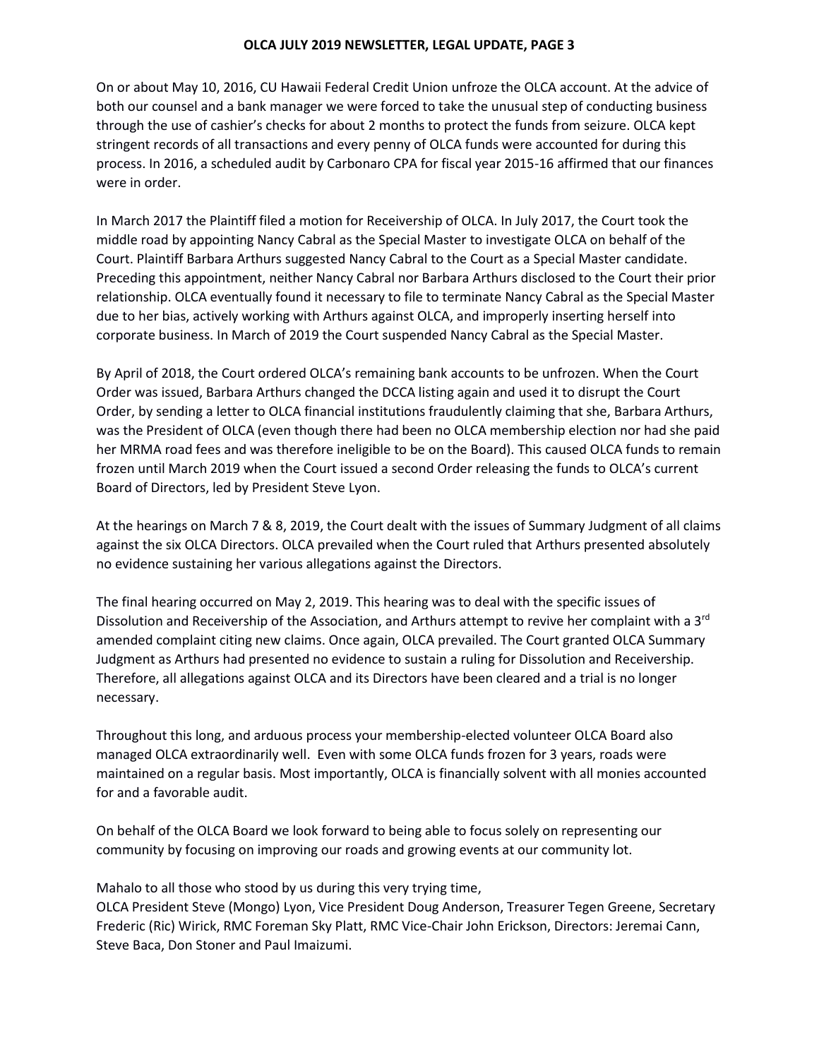On or about May 10, 2016, CU Hawaii Federal Credit Union unfroze the OLCA account. At the advice of both our counsel and a bank manager we were forced to take the unusual step of conducting business through the use of cashier's checks for about 2 months to protect the funds from seizure. OLCA kept stringent records of all transactions and every penny of OLCA funds were accounted for during this process. In 2016, a scheduled audit by Carbonaro CPA for fiscal year 2015-16 affirmed that our finances were in order.

In March 2017 the Plaintiff filed a motion for Receivership of OLCA. In July 2017, the Court took the middle road by appointing Nancy Cabral as the Special Master to investigate OLCA on behalf of the Court. Plaintiff Barbara Arthurs suggested Nancy Cabral to the Court as a Special Master candidate. Preceding this appointment, neither Nancy Cabral nor Barbara Arthurs disclosed to the Court their prior relationship. OLCA eventually found it necessary to file to terminate Nancy Cabral as the Special Master due to her bias, actively working with Arthurs against OLCA, and improperly inserting herself into corporate business. In March of 2019 the Court suspended Nancy Cabral as the Special Master.

By April of 2018, the Court ordered OLCA's remaining bank accounts to be unfrozen. When the Court Order was issued, Barbara Arthurs changed the DCCA listing again and used it to disrupt the Court Order, by sending a letter to OLCA financial institutions fraudulently claiming that she, Barbara Arthurs, was the President of OLCA (even though there had been no OLCA membership election nor had she paid her MRMA road fees and was therefore ineligible to be on the Board). This caused OLCA funds to remain frozen until March 2019 when the Court issued a second Order releasing the funds to OLCA's current Board of Directors, led by President Steve Lyon.

At the hearings on March 7 & 8, 2019, the Court dealt with the issues of Summary Judgment of all claims against the six OLCA Directors. OLCA prevailed when the Court ruled that Arthurs presented absolutely no evidence sustaining her various allegations against the Directors.

The final hearing occurred on May 2, 2019. This hearing was to deal with the specific issues of Dissolution and Receivership of the Association, and Arthurs attempt to revive her complaint with a 3rd amended complaint citing new claims. Once again, OLCA prevailed. The Court granted OLCA Summary Judgment as Arthurs had presented no evidence to sustain a ruling for Dissolution and Receivership. Therefore, all allegations against OLCA and its Directors have been cleared and a trial is no longer necessary.

Throughout this long, and arduous process your membership-elected volunteer OLCA Board also managed OLCA extraordinarily well. Even with some OLCA funds frozen for 3 years, roads were maintained on a regular basis. Most importantly, OLCA is financially solvent with all monies accounted for and a favorable audit.

On behalf of the OLCA Board we look forward to being able to focus solely on representing our community by focusing on improving our roads and growing events at our community lot.

Mahalo to all those who stood by us during this very trying time,
OLCA President Steve (Mongo) Lyon, Vice President Doug Anderson, Treasurer Tegen Greene, Secretary Frederic (Ric) Wirick, RMC Foreman Sky Platt, RMC Vice-Chair John Erickson, Directors: Jeremai Cann, Steve Baca, Don Stoner and Paul Imaizumi.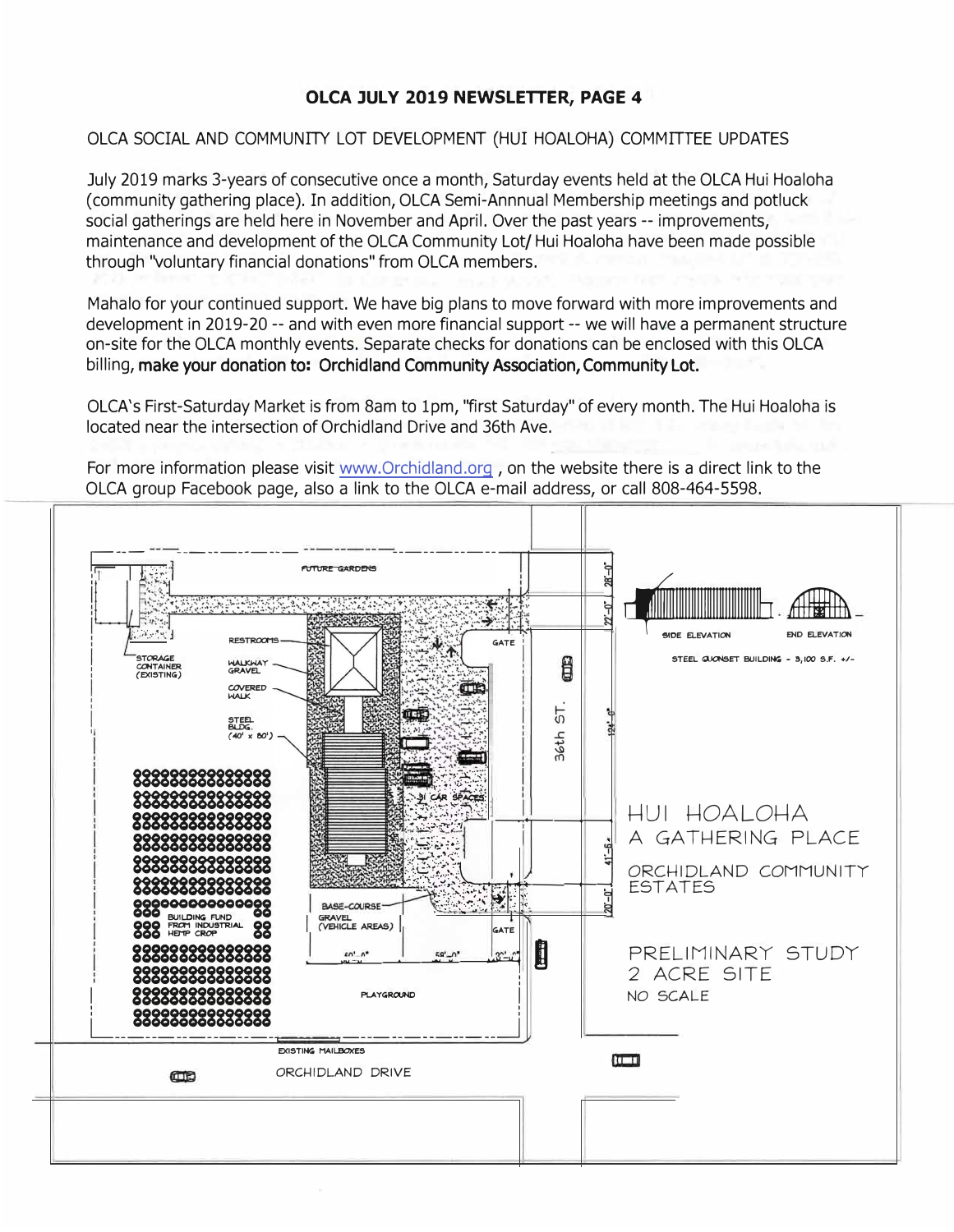# OLCA JULY 2019 NEWSLETTER, PAGE 4

OLCA SOCIAL AND COMMUNITY LOT DEVELOPMENT (HUI HOALOHA) COMMITTEE UPDATES

July 2019 marks 3-years of consecutive once a month, Saturday events held at the OLCA Hui Hoaloha (community gathering place). In addition, OLCA Semi-Annnual Membership meetings and potluck social gatherings are held here in November and April. Over the past years -- improvements, maintenance and development of the OLCA Community Lot/ Hui Hoaloha have been made possible through "voluntary financial donations" from OLCA members.

Mahalo for your continued support. We have big plans to move forward with more improvements and development in 2019-20 -- and with even more financial support -- we will have a permanent structure on-site for the OLCA monthly events. Separate checks for donations can be enclosed with this OLCA billing, **make your donation to: Orchidland Community Association, Community Lot.**

OLCA's First-Saturday Market is from 8am to 1pm, "first Saturday" of every month. The Hui Hoaloha is located near the intersection of Orchidland Drive and 36th Ave.

For more information please visit www.Orchidland.org , on the website there is a direct link to the OLCA group Facebook page, also a link to the OLCA e-mail address, or call 808-464-5598.

FUTURE GARDENS

STORAGE CONTAINER (EXISTING)

RESTROOMS

WALKWAY GRAVEL

COVERED WALK

STEEL BLDG. (40' x 80')

31 CAR SPACES

GATE

BUILDING FUND FROM INDUSTRIAL HEMP CROP

BASE-COURSE GRAVEL (VEHICLE AREAS)

PLAYGROUND

EXISTING MAILBOXES

ORCHIDLAND DRIVE

36th ST.

28'-0"

22'-0"

124'-0"

41'-6"

20'-0"

60'-0"

50'-0"

20'-0"

SIDE ELEVATION

END ELEVATION

STEEL QUONSET BUILDING - 3,100 S.F. +/-

HUI HOALOHA
A GATHERING PLACE

ORCHIDLAND COMMUNITY ESTATES

PRELIMINARY STUDY
2 ACRE SITE
NO SCALE